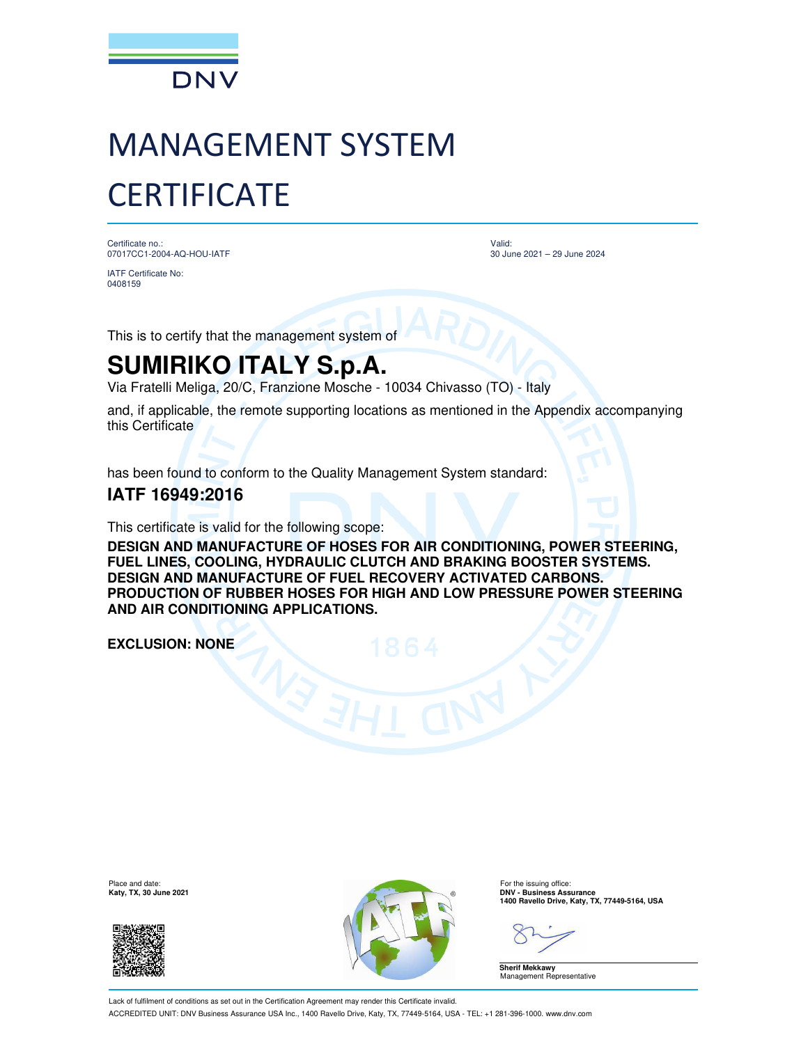DNV

# MANAGEMENT SYSTEM CERTIFICATE

Certificate no.:
07017CC1-2004-AQ-HOU-IATF

IATF Certificate No:
0408159

Valid:
30 June 2021 – 29 June 2024

This is to certify that the management system of

## SUMIRIKO ITALY S.p.A.

Via Fratelli Meliga, 20/C, Franzione Mosche - 10034 Chivasso (TO) - Italy

and, if applicable, the remote supporting locations as mentioned in the Appendix accompanying this Certificate

has been found to conform to the Quality Management System standard:

### IATF 16949:2016

This certificate is valid for the following scope:

**DESIGN AND MANUFACTURE OF HOSES FOR AIR CONDITIONING, POWER STEERING, FUEL LINES, COOLING, HYDRAULIC CLUTCH AND BRAKING BOOSTER SYSTEMS.**
**DESIGN AND MANUFACTURE OF FUEL RECOVERY ACTIVATED CARBONS.**
**PRODUCTION OF RUBBER HOSES FOR HIGH AND LOW PRESSURE POWER STEERING AND AIR CONDITIONING APPLICATIONS.**

**EXCLUSION: NONE**

Place and date:
**Katy, TX, 30 June 2021**

For the issuing office:
**DNV - Business Assurance**
**1400 Ravello Drive, Katy, TX, 77449-5164, USA**

**Sherif Mekkawy**
Management Representative

Lack of fulfilment of conditions as set out in the Certification Agreement may render this Certificate invalid.
ACCREDITED UNIT: DNV Business Assurance USA Inc., 1400 Ravello Drive, Katy, TX, 77449-5164, USA - TEL: +1 281-396-1000. www.dnv.com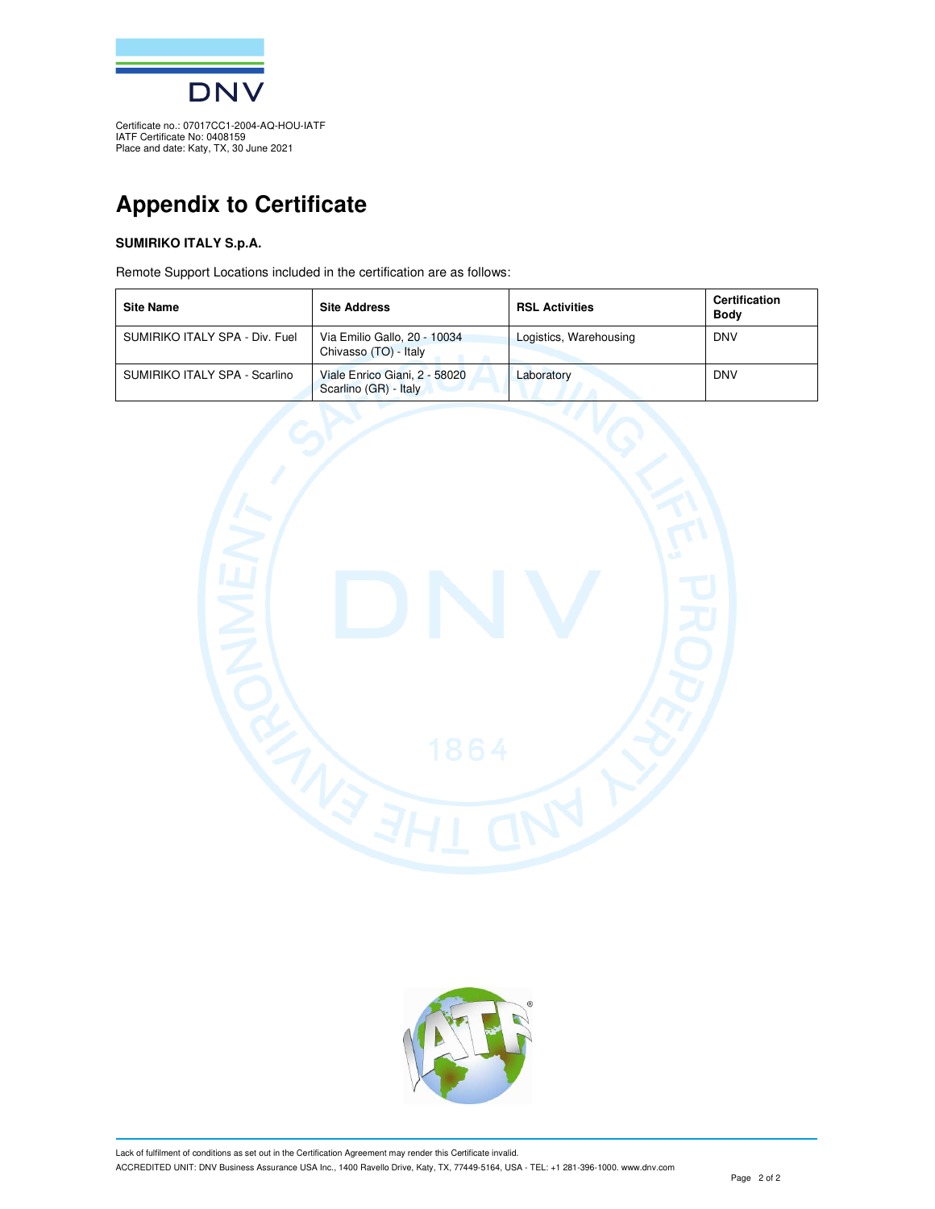Certificate no.: 07017CC1-2004-AQ-HOU-IATF
IATF Certificate No: 0408159
Place and date: Katy, TX, 30 June 2021

# Appendix to Certificate

**SUMIRIKO ITALY S.p.A.**

Remote Support Locations included in the certification are as follows:

| Site Name | Site Address | RSL Activities | Certification Body |
|---|---|---|---|
| SUMIRIKO ITALY SPA - Div. Fuel | Via Emilio Gallo, 20 - 10034 Chivasso (TO) - Italy | Logistics, Warehousing | DNV |
| SUMIRIKO ITALY SPA - Scarlino | Viale Enrico Giani, 2 - 58020 Scarlino (GR) - Italy | Laboratory | DNV |

Lack of fulfilment of conditions as set out in the Certification Agreement may render this Certificate invalid.

ACCREDITED UNIT: DNV Business Assurance USA Inc., 1400 Ravello Drive, Katy, TX, 77449-5164, USA - TEL: +1 281-396-1000. www.dnv.com